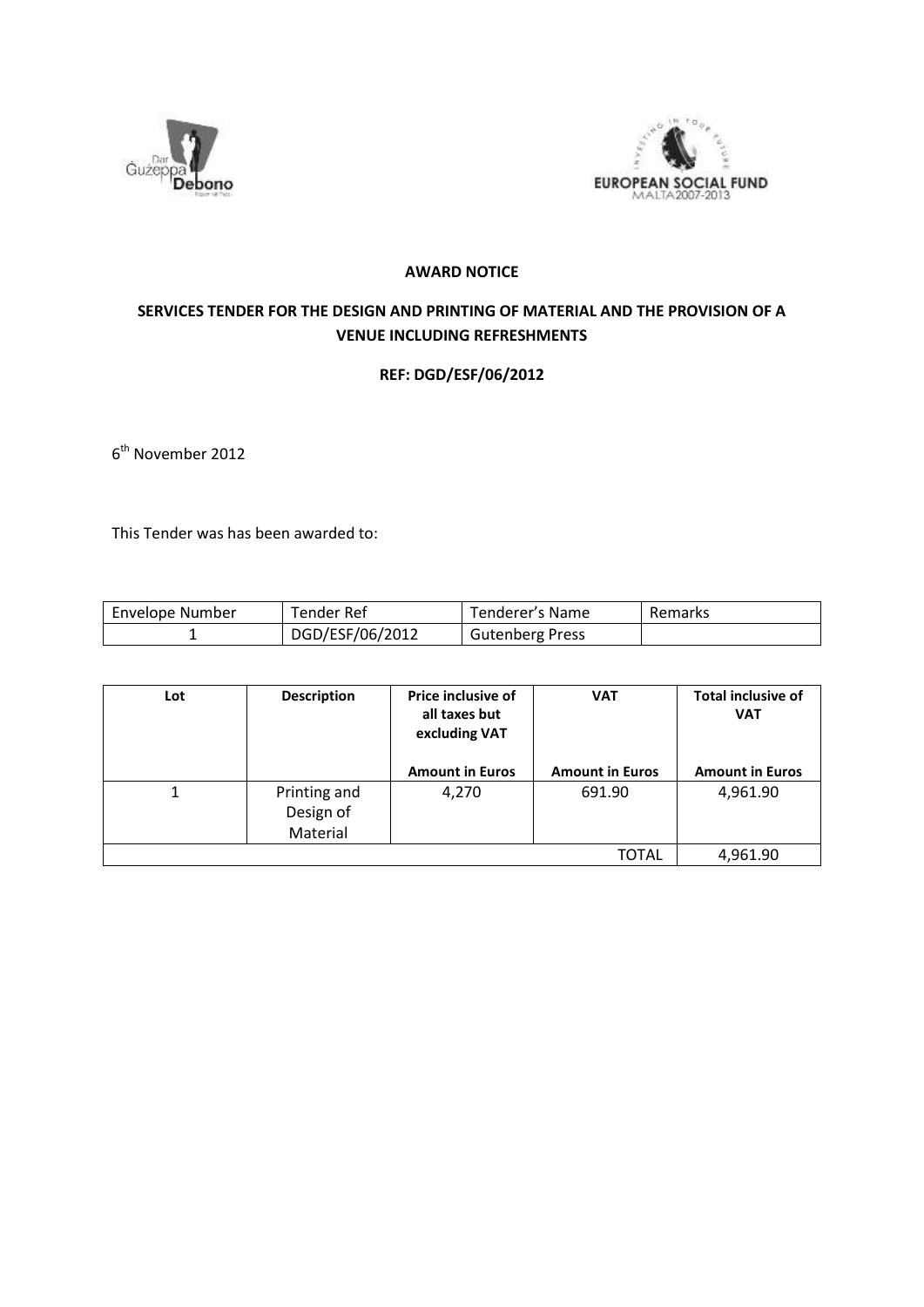# AWARD NOTICE

## SERVICES TENDER FOR THE DESIGN AND PRINTING OF MATERIAL AND THE PROVISION OF A VENUE INCLUDING REFRESHMENTS

### REF: DGD/ESF/06/2012

6th November 2012

This Tender was has been awarded to:

| Envelope Number | Tender Ref | Tenderer's Name | Remarks |
|---|---|---|---|
| 1 | DGD/ESF/06/2012 | Gutenberg Press | |

| Lot | Description | Price inclusive of all taxes but excluding VAT | VAT | Total inclusive of VAT |
|---|---|---|---|---|
| | | **Amount in Euros** | **Amount in Euros** | **Amount in Euros** |
| 1 | Printing and Design of Material | 4,270 | 691.90 | 4,961.90 |
| | | | TOTAL | 4,961.90 |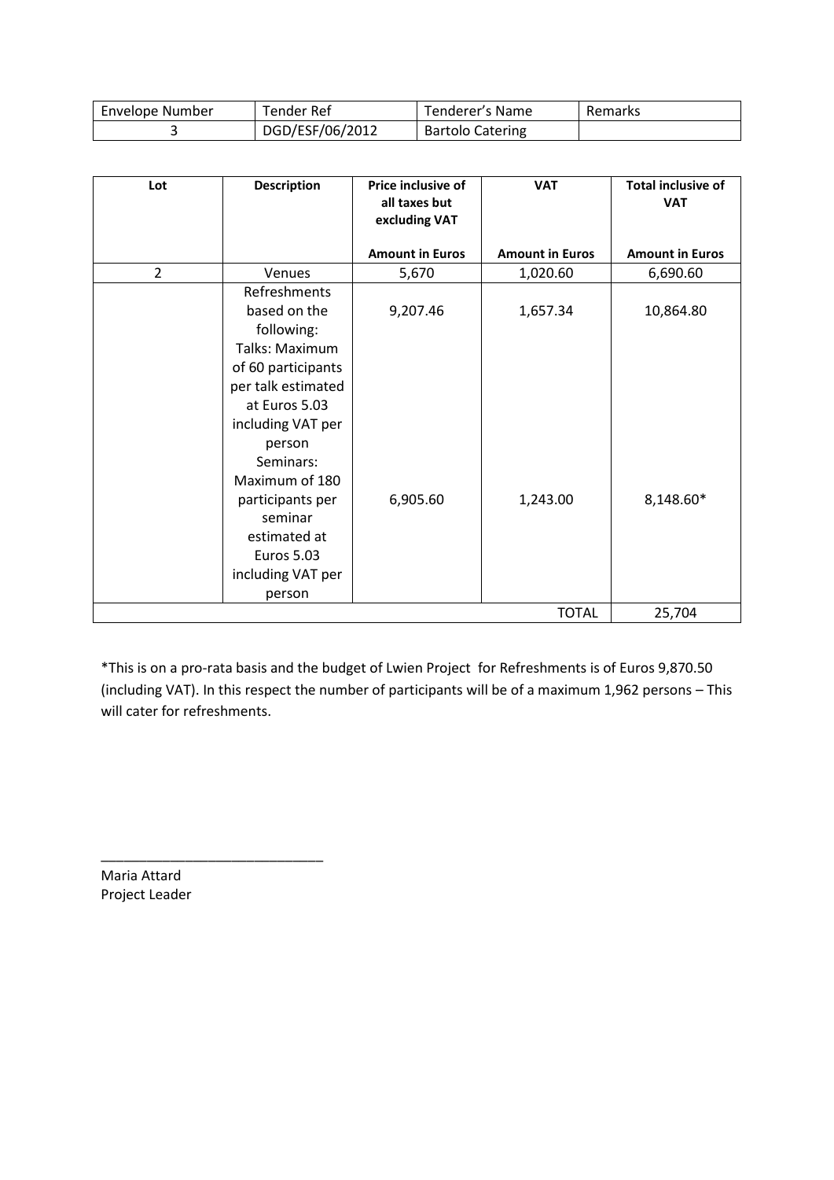| Envelope Number | Tender Ref | Tenderer's Name | Remarks |
|---|---|---|---|
| 3 | DGD/ESF/06/2012 | Bartolo Catering | |

| Lot | Description | Price inclusive of all taxes but excluding VAT | VAT | Total inclusive of VAT |
|---|---|---|---|---|
| | | Amount in Euros | Amount in Euros | Amount in Euros |
| 2 | Venues | 5,670 | 1,020.60 | 6,690.60 |
| | Refreshments based on the following: Talks: Maximum of 60 participants per talk estimated at Euros 5.03 including VAT per person | 9,207.46 | 1,657.34 | 10,864.80 |
| | Seminars: Maximum of 180 participants per seminar estimated at Euros 5.03 including VAT per person | 6,905.60 | 1,243.00 | 8,148.60* |
| | | | TOTAL | 25,704 |

*This is on a pro-rata basis and the budget of Lwien Project for Refreshments is of Euros 9,870.50 (including VAT). In this respect the number of participants will be of a maximum 1,962 persons – This will cater for refreshments.

\_\_\_\_\_\_\_\_\_\_\_\_\_\_\_\_\_\_\_\_\_\_\_\_\_\_\_\_\_

Maria Attard
Project Leader